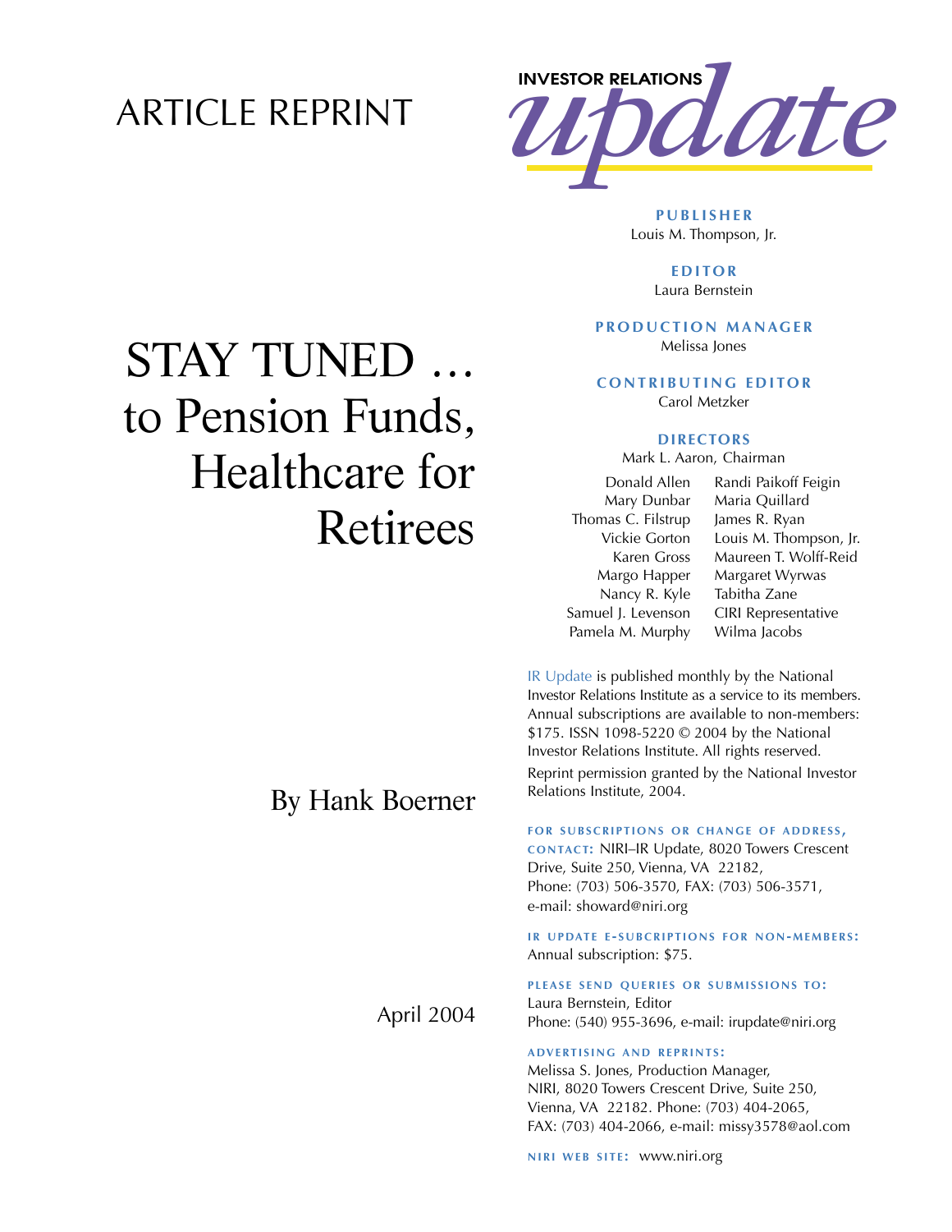ARTICLE REPRINT

# STAY TUNED … to Pension Funds, Healthcare for Retirees

By Hank Boerner

April 2004

INVESTOR RELATIONS *update*

**PUBLISHER**
Louis M. Thompson, Jr.

**EDITOR**
Laura Bernstein

**PRODUCTION MANAGER**
Melissa Jones

**CONTRIBUTING EDITOR**
Carol Metzker

**DIRECTORS**
Mark L. Aaron, Chairman

Donald Allen
Mary Dunbar
Thomas C. Filstrup
Vickie Gorton
Karen Gross
Margo Happer
Nancy R. Kyle
Samuel J. Levenson
Pamela M. Murphy
Randi Paikoff Feigin
Maria Quillard
James R. Ryan
Louis M. Thompson, Jr.
Maureen T. Wolff-Reid
Margaret Wyrwas
Tabitha Zane
CIRI Representative
Wilma Jacobs

IR Update is published monthly by the National Investor Relations Institute as a service to its members. Annual subscriptions are available to non-members: $175. ISSN 1098-5220 © 2004 by the National Investor Relations Institute. All rights reserved.

Reprint permission granted by the National Investor Relations Institute, 2004.

**FOR SUBSCRIPTIONS OR CHANGE OF ADDRESS, CONTACT:** NIRI–IR Update, 8020 Towers Crescent Drive, Suite 250, Vienna, VA 22182, Phone: (703) 506-3570, FAX: (703) 506-3571, e-mail: showard@niri.org

**IR UPDATE E-SUBCRIPTIONS FOR NON-MEMBERS:** Annual subscription: $75.

**PLEASE SEND QUERIES OR SUBMISSIONS TO:** Laura Bernstein, Editor
Phone: (540) 955-3696, e-mail: irupdate@niri.org

**ADVERTISING AND REPRINTS:** Melissa S. Jones, Production Manager, NIRI, 8020 Towers Crescent Drive, Suite 250, Vienna, VA 22182. Phone: (703) 404-2065, FAX: (703) 404-2066, e-mail: missy3578@aol.com

**NIRI WEB SITE:** www.niri.org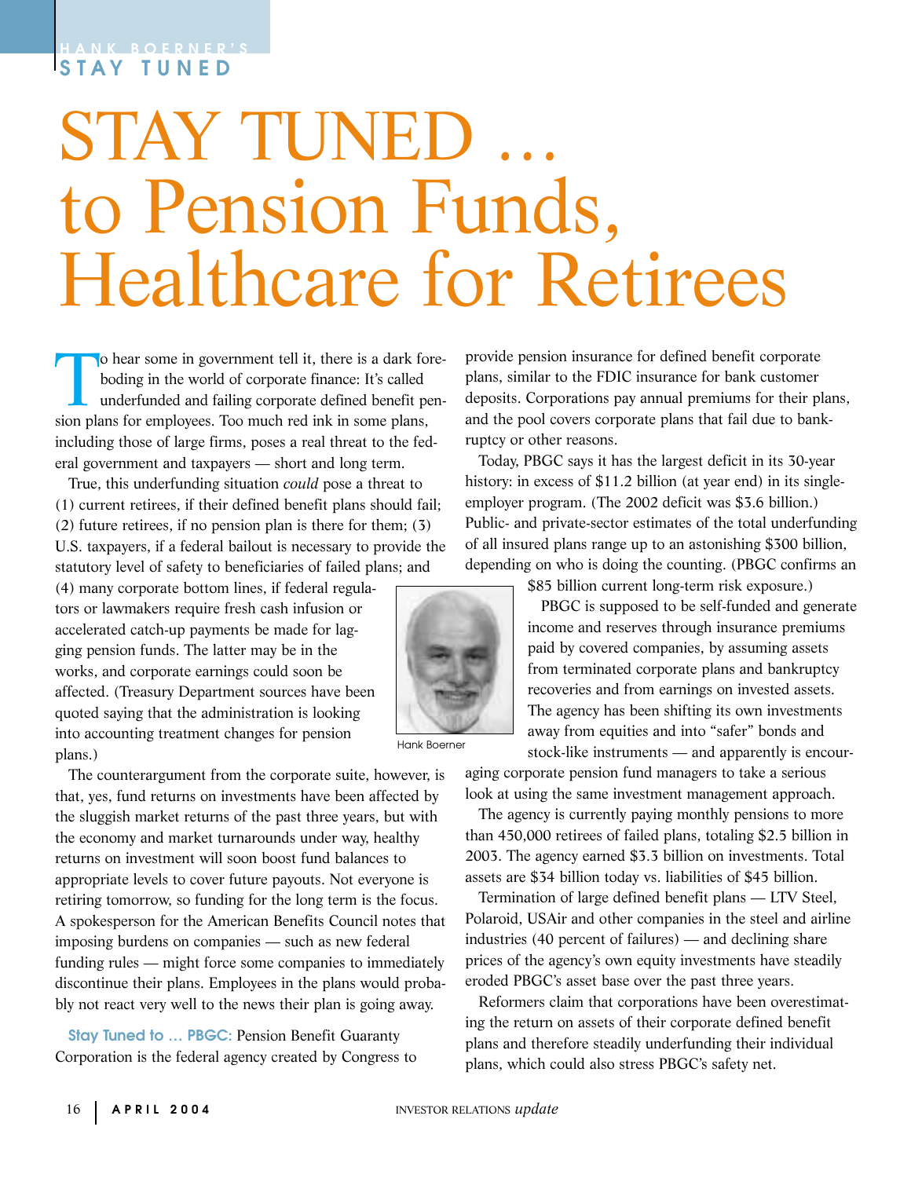HANK BOERNER'S STAY TUNED

# STAY TUNED … to Pension Funds, Healthcare for Retirees

To hear some in government tell it, there is a dark foreboding in the world of corporate finance: It's called underfunded and failing corporate defined benefit pension plans for employees. Too much red ink in some plans, including those of large firms, poses a real threat to the federal government and taxpayers — short and long term.

True, this underfunding situation *could* pose a threat to (1) current retirees, if their defined benefit plans should fail; (2) future retirees, if no pension plan is there for them; (3) U.S. taxpayers, if a federal bailout is necessary to provide the statutory level of safety to beneficiaries of failed plans; and (4) many corporate bottom lines, if federal regulators or lawmakers require fresh cash infusion or accelerated catch-up payments be made for lagging pension funds. The latter may be in the works, and corporate earnings could soon be affected. (Treasury Department sources have been quoted saying that the administration is looking into accounting treatment changes for pension plans.)

Hank Boerner

The counterargument from the corporate suite, however, is that, yes, fund returns on investments have been affected by the sluggish market returns of the past three years, but with the economy and market turnarounds under way, healthy returns on investment will soon boost fund balances to appropriate levels to cover future payouts. Not everyone is retiring tomorrow, so funding for the long term is the focus. A spokesperson for the American Benefits Council notes that imposing burdens on companies — such as new federal funding rules — might force some companies to immediately discontinue their plans. Employees in the plans would probably not react very well to the news their plan is going away.

**Stay Tuned to … PBGC:** Pension Benefit Guaranty Corporation is the federal agency created by Congress to provide pension insurance for defined benefit corporate plans, similar to the FDIC insurance for bank customer deposits. Corporations pay annual premiums for their plans, and the pool covers corporate plans that fail due to bankruptcy or other reasons.

Today, PBGC says it has the largest deficit in its 30-year history: in excess of $11.2 billion (at year end) in its single-employer program. (The 2002 deficit was $3.6 billion.) Public- and private-sector estimates of the total underfunding of all insured plans range up to an astonishing $300 billion, depending on who is doing the counting. (PBGC confirms an $85 billion current long-term risk exposure.)

PBGC is supposed to be self-funded and generate income and reserves through insurance premiums paid by covered companies, by assuming assets from terminated corporate plans and bankruptcy recoveries and from earnings on invested assets. The agency has been shifting its own investments away from equities and into "safer" bonds and stock-like instruments — and apparently is encouraging corporate pension fund managers to take a serious look at using the same investment management approach.

The agency is currently paying monthly pensions to more than 450,000 retirees of failed plans, totaling $2.5 billion in 2003. The agency earned $3.3 billion on investments. Total assets are $34 billion today vs. liabilities of $45 billion.

Termination of large defined benefit plans — LTV Steel, Polaroid, USAir and other companies in the steel and airline industries (40 percent of failures) — and declining share prices of the agency's own equity investments have steadily eroded PBGC's asset base over the past three years.

Reformers claim that corporations have been overestimating the return on assets of their corporate defined benefit plans and therefore steadily underfunding their individual plans, which could also stress PBGC's safety net.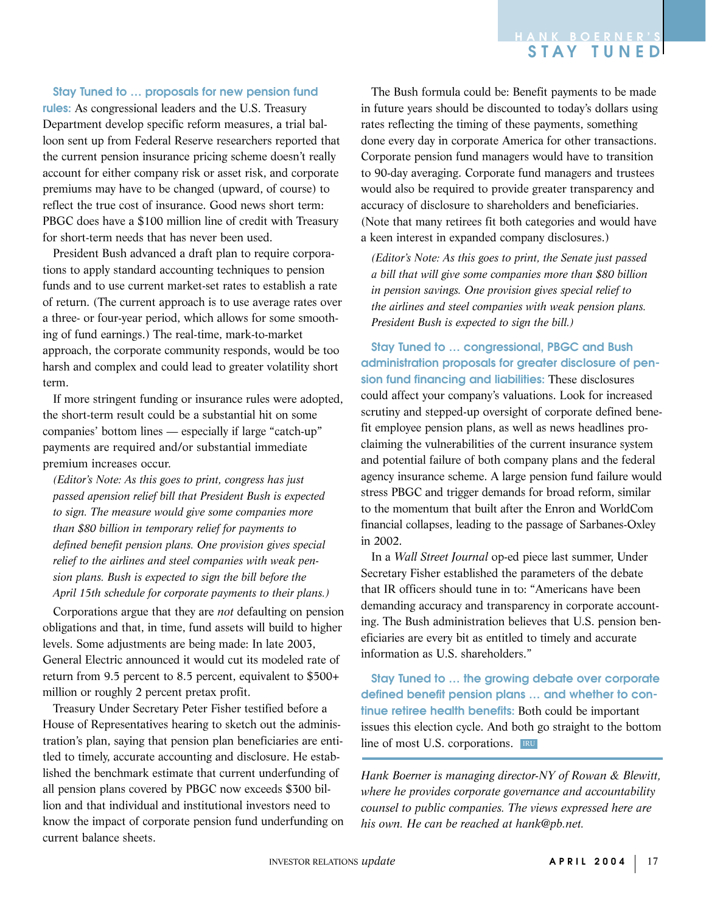**Stay Tuned to … proposals for new pension fund rules:** As congressional leaders and the U.S. Treasury Department develop specific reform measures, a trial balloon sent up from Federal Reserve researchers reported that the current pension insurance pricing scheme doesn't really account for either company risk or asset risk, and corporate premiums may have to be changed (upward, of course) to reflect the true cost of insurance. Good news short term: PBGC does have a $100 million line of credit with Treasury for short-term needs that has never been used.

President Bush advanced a draft plan to require corporations to apply standard accounting techniques to pension funds and to use current market-set rates to establish a rate of return. (The current approach is to use average rates over a three- or four-year period, which allows for some smoothing of fund earnings.) The real-time, mark-to-market approach, the corporate community responds, would be too harsh and complex and could lead to greater volatility short term.

If more stringent funding or insurance rules were adopted, the short-term result could be a substantial hit on some companies' bottom lines — especially if large "catch-up" payments are required and/or substantial immediate premium increases occur.

*(Editor's Note: As this goes to print, congress has just passed apension relief bill that President Bush is expected to sign. The measure would give some companies more than $80 billion in temporary relief for payments to defined benefit pension plans. One provision gives special relief to the airlines and steel companies with weak pension plans. Bush is expected to sign the bill before the April 15th schedule for corporate payments to their plans.)*

Corporations argue that they are *not* defaulting on pension obligations and that, in time, fund assets will build to higher levels. Some adjustments are being made: In late 2003, General Electric announced it would cut its modeled rate of return from 9.5 percent to 8.5 percent, equivalent to $500+ million or roughly 2 percent pretax profit.

Treasury Under Secretary Peter Fisher testified before a House of Representatives hearing to sketch out the administration's plan, saying that pension plan beneficiaries are entitled to timely, accurate accounting and disclosure. He established the benchmark estimate that current underfunding of all pension plans covered by PBGC now exceeds $300 billion and that individual and institutional investors need to know the impact of corporate pension fund underfunding on current balance sheets.

The Bush formula could be: Benefit payments to be made in future years should be discounted to today's dollars using rates reflecting the timing of these payments, something done every day in corporate America for other transactions. Corporate pension fund managers would have to transition to 90-day averaging. Corporate fund managers and trustees would also be required to provide greater transparency and accuracy of disclosure to shareholders and beneficiaries. (Note that many retirees fit both categories and would have a keen interest in expanded company disclosures.)

*(Editor's Note: As this goes to print, the Senate just passed a bill that will give some companies more than $80 billion in pension savings. One provision gives special relief to the airlines and steel companies with weak pension plans. President Bush is expected to sign the bill.)*

**Stay Tuned to … congressional, PBGC and Bush administration proposals for greater disclosure of pension fund financing and liabilities:** These disclosures could affect your company's valuations. Look for increased scrutiny and stepped-up oversight of corporate defined benefit employee pension plans, as well as news headlines proclaiming the vulnerabilities of the current insurance system and potential failure of both company plans and the federal agency insurance scheme. A large pension fund failure would stress PBGC and trigger demands for broad reform, similar to the momentum that built after the Enron and WorldCom financial collapses, leading to the passage of Sarbanes-Oxley in 2002.

In a *Wall Street Journal* op-ed piece last summer, Under Secretary Fisher established the parameters of the debate that IR officers should tune in to: "Americans have been demanding accuracy and transparency in corporate accounting. The Bush administration believes that U.S. pension beneficiaries are every bit as entitled to timely and accurate information as U.S. shareholders."

**Stay Tuned to … the growing debate over corporate defined benefit pension plans … and whether to continue retiree health benefits:** Both could be important issues this election cycle. And both go straight to the bottom line of most U.S. corporations. IRU

---

*Hank Boerner is managing director-NY of Rowan & Blewitt, where he provides corporate governance and accountability counsel to public companies. The views expressed here are his own. He can be reached at hank@pb.net.*